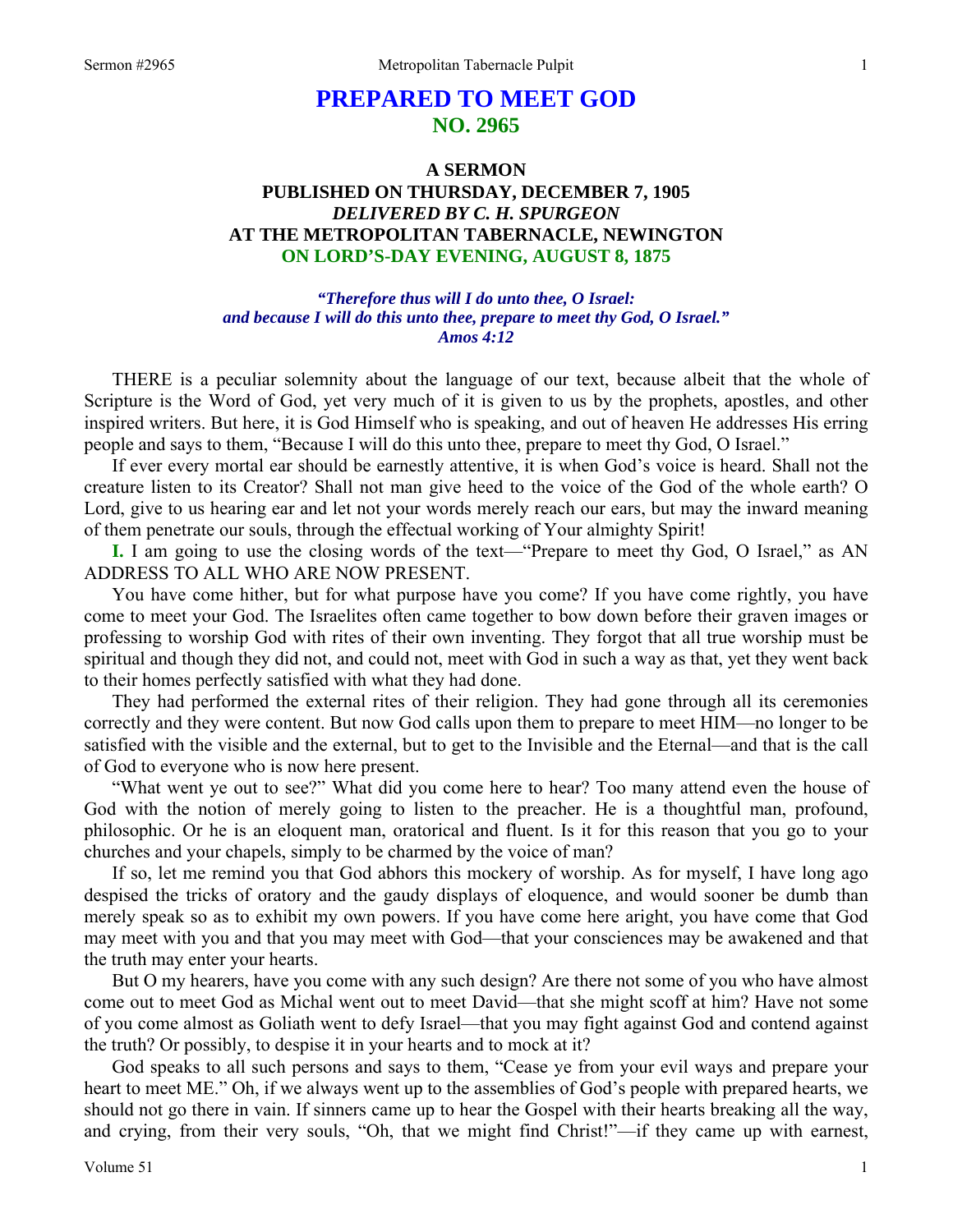# PREPARED TO MEET GOD
## NO. 2965

### A SERMON
### PUBLISHED ON THURSDAY, DECEMBER 7, 1905
### *DELIVERED BY C. H. SPURGEON*
### AT THE METROPOLITAN TABERNACLE, NEWINGTON
### ON LORD'S-DAY EVENING, AUGUST 8, 1875

*"Therefore thus will I do unto thee, O Israel: and because I will do this unto thee, prepare to meet thy God, O Israel."*
*Amos 4:12*

THERE is a peculiar solemnity about the language of our text, because albeit that the whole of Scripture is the Word of God, yet very much of it is given to us by the prophets, apostles, and other inspired writers. But here, it is God Himself who is speaking, and out of heaven He addresses His erring people and says to them, "Because I will do this unto thee, prepare to meet thy God, O Israel."

If ever every mortal ear should be earnestly attentive, it is when God's voice is heard. Shall not the creature listen to its Creator? Shall not man give heed to the voice of the God of the whole earth? O Lord, give to us hearing ear and let not your words merely reach our ears, but may the inward meaning of them penetrate our souls, through the effectual working of Your almighty Spirit!

**I.** I am going to use the closing words of the text—"Prepare to meet thy God, O Israel," as AN ADDRESS TO ALL WHO ARE NOW PRESENT.

You have come hither, but for what purpose have you come? If you have come rightly, you have come to meet your God. The Israelites often came together to bow down before their graven images or professing to worship God with rites of their own inventing. They forgot that all true worship must be spiritual and though they did not, and could not, meet with God in such a way as that, yet they went back to their homes perfectly satisfied with what they had done.

They had performed the external rites of their religion. They had gone through all its ceremonies correctly and they were content. But now God calls upon them to prepare to meet HIM—no longer to be satisfied with the visible and the external, but to get to the Invisible and the Eternal—and that is the call of God to everyone who is now here present.

"What went ye out to see?" What did you come here to hear? Too many attend even the house of God with the notion of merely going to listen to the preacher. He is a thoughtful man, profound, philosophic. Or he is an eloquent man, oratorical and fluent. Is it for this reason that you go to your churches and your chapels, simply to be charmed by the voice of man?

If so, let me remind you that God abhors this mockery of worship. As for myself, I have long ago despised the tricks of oratory and the gaudy displays of eloquence, and would sooner be dumb than merely speak so as to exhibit my own powers. If you have come here aright, you have come that God may meet with you and that you may meet with God—that your consciences may be awakened and that the truth may enter your hearts.

But O my hearers, have you come with any such design? Are there not some of you who have almost come out to meet God as Michal went out to meet David—that she might scoff at him? Have not some of you come almost as Goliath went to defy Israel—that you may fight against God and contend against the truth? Or possibly, to despise it in your hearts and to mock at it?

God speaks to all such persons and says to them, "Cease ye from your evil ways and prepare your heart to meet ME." Oh, if we always went up to the assemblies of God's people with prepared hearts, we should not go there in vain. If sinners came up to hear the Gospel with their hearts breaking all the way, and crying, from their very souls, "Oh, that we might find Christ!"—if they came up with earnest,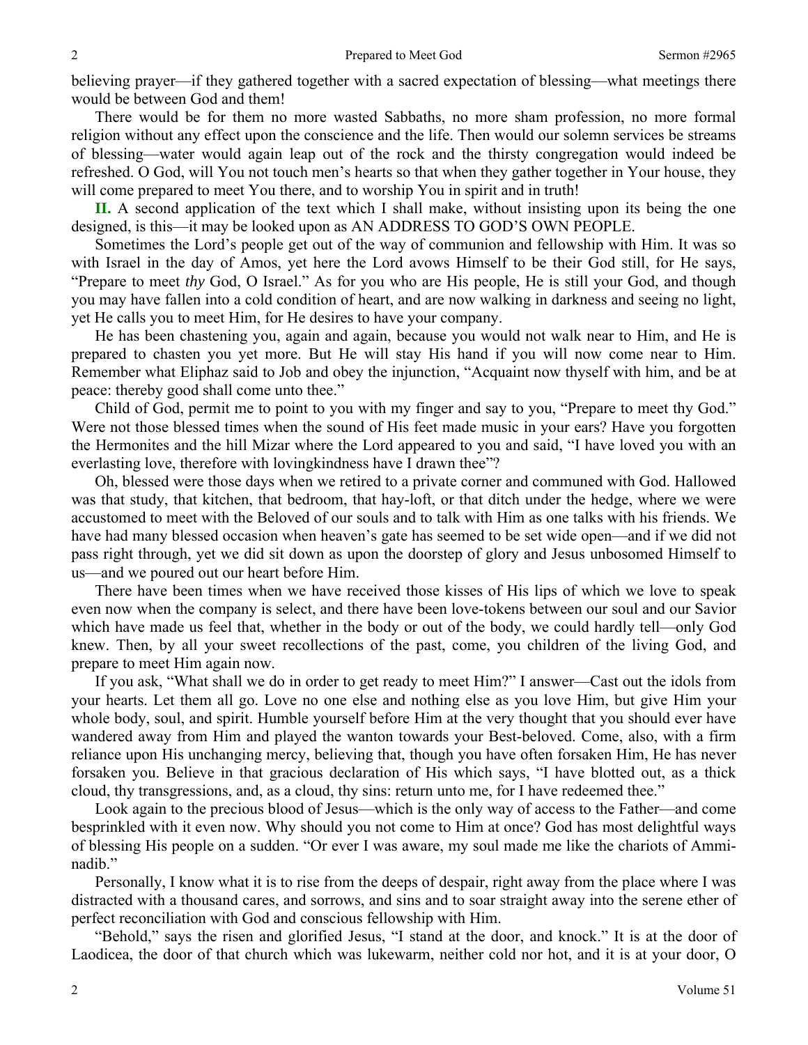believing prayer—if they gathered together with a sacred expectation of blessing—what meetings there would be between God and them!

There would be for them no more wasted Sabbaths, no more sham profession, no more formal religion without any effect upon the conscience and the life. Then would our solemn services be streams of blessing—water would again leap out of the rock and the thirsty congregation would indeed be refreshed. O God, will You not touch men's hearts so that when they gather together in Your house, they will come prepared to meet You there, and to worship You in spirit and in truth!

**II.** A second application of the text which I shall make, without insisting upon its being the one designed, is this—it may be looked upon as AN ADDRESS TO GOD'S OWN PEOPLE.

Sometimes the Lord's people get out of the way of communion and fellowship with Him. It was so with Israel in the day of Amos, yet here the Lord avows Himself to be their God still, for He says, "Prepare to meet *thy* God, O Israel." As for you who are His people, He is still your God, and though you may have fallen into a cold condition of heart, and are now walking in darkness and seeing no light, yet He calls you to meet Him, for He desires to have your company.

He has been chastening you, again and again, because you would not walk near to Him, and He is prepared to chasten you yet more. But He will stay His hand if you will now come near to Him. Remember what Eliphaz said to Job and obey the injunction, "Acquaint now thyself with him, and be at peace: thereby good shall come unto thee."

Child of God, permit me to point to you with my finger and say to you, "Prepare to meet thy God." Were not those blessed times when the sound of His feet made music in your ears? Have you forgotten the Hermonites and the hill Mizar where the Lord appeared to you and said, "I have loved you with an everlasting love, therefore with lovingkindness have I drawn thee"?

Oh, blessed were those days when we retired to a private corner and communed with God. Hallowed was that study, that kitchen, that bedroom, that hay-loft, or that ditch under the hedge, where we were accustomed to meet with the Beloved of our souls and to talk with Him as one talks with his friends. We have had many blessed occasion when heaven's gate has seemed to be set wide open—and if we did not pass right through, yet we did sit down as upon the doorstep of glory and Jesus unbosomed Himself to us—and we poured out our heart before Him.

There have been times when we have received those kisses of His lips of which we love to speak even now when the company is select, and there have been love-tokens between our soul and our Savior which have made us feel that, whether in the body or out of the body, we could hardly tell—only God knew. Then, by all your sweet recollections of the past, come, you children of the living God, and prepare to meet Him again now.

If you ask, "What shall we do in order to get ready to meet Him?" I answer—Cast out the idols from your hearts. Let them all go. Love no one else and nothing else as you love Him, but give Him your whole body, soul, and spirit. Humble yourself before Him at the very thought that you should ever have wandered away from Him and played the wanton towards your Best-beloved. Come, also, with a firm reliance upon His unchanging mercy, believing that, though you have often forsaken Him, He has never forsaken you. Believe in that gracious declaration of His which says, "I have blotted out, as a thick cloud, thy transgressions, and, as a cloud, thy sins: return unto me, for I have redeemed thee."

Look again to the precious blood of Jesus—which is the only way of access to the Father—and come besprinkled with it even now. Why should you not come to Him at once? God has most delightful ways of blessing His people on a sudden. "Or ever I was aware, my soul made me like the chariots of Amminadib."

Personally, I know what it is to rise from the deeps of despair, right away from the place where I was distracted with a thousand cares, and sorrows, and sins and to soar straight away into the serene ether of perfect reconciliation with God and conscious fellowship with Him.

"Behold," says the risen and glorified Jesus, "I stand at the door, and knock." It is at the door of Laodicea, the door of that church which was lukewarm, neither cold nor hot, and it is at your door, O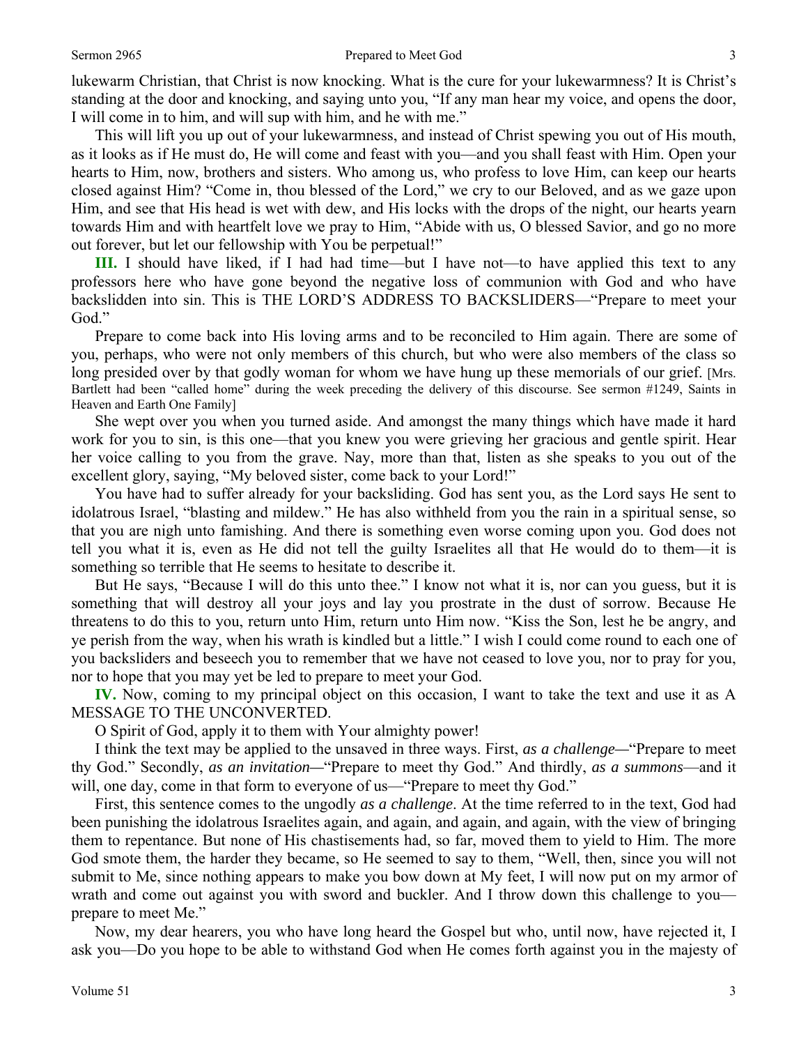lukewarm Christian, that Christ is now knocking. What is the cure for your lukewarmness? It is Christ's standing at the door and knocking, and saying unto you, "If any man hear my voice, and opens the door, I will come in to him, and will sup with him, and he with me."

This will lift you up out of your lukewarmness, and instead of Christ spewing you out of His mouth, as it looks as if He must do, He will come and feast with you—and you shall feast with Him. Open your hearts to Him, now, brothers and sisters. Who among us, who profess to love Him, can keep our hearts closed against Him? "Come in, thou blessed of the Lord," we cry to our Beloved, and as we gaze upon Him, and see that His head is wet with dew, and His locks with the drops of the night, our hearts yearn towards Him and with heartfelt love we pray to Him, "Abide with us, O blessed Savior, and go no more out forever, but let our fellowship with You be perpetual!"

**III.** I should have liked, if I had had time—but I have not—to have applied this text to any professors here who have gone beyond the negative loss of communion with God and who have backslidden into sin. This is THE LORD'S ADDRESS TO BACKSLIDERS—"Prepare to meet your God."

Prepare to come back into His loving arms and to be reconciled to Him again. There are some of you, perhaps, who were not only members of this church, but who were also members of the class so long presided over by that godly woman for whom we have hung up these memorials of our grief. [Mrs. Bartlett had been "called home" during the week preceding the delivery of this discourse. See sermon #1249, Saints in Heaven and Earth One Family]

She wept over you when you turned aside. And amongst the many things which have made it hard work for you to sin, is this one—that you knew you were grieving her gracious and gentle spirit. Hear her voice calling to you from the grave. Nay, more than that, listen as she speaks to you out of the excellent glory, saying, "My beloved sister, come back to your Lord!"

You have had to suffer already for your backsliding. God has sent you, as the Lord says He sent to idolatrous Israel, "blasting and mildew." He has also withheld from you the rain in a spiritual sense, so that you are nigh unto famishing. And there is something even worse coming upon you. God does not tell you what it is, even as He did not tell the guilty Israelites all that He would do to them—it is something so terrible that He seems to hesitate to describe it.

But He says, "Because I will do this unto thee." I know not what it is, nor can you guess, but it is something that will destroy all your joys and lay you prostrate in the dust of sorrow. Because He threatens to do this to you, return unto Him, return unto Him now. "Kiss the Son, lest he be angry, and ye perish from the way, when his wrath is kindled but a little." I wish I could come round to each one of you backsliders and beseech you to remember that we have not ceased to love you, nor to pray for you, nor to hope that you may yet be led to prepare to meet your God.

**IV.** Now, coming to my principal object on this occasion, I want to take the text and use it as A MESSAGE TO THE UNCONVERTED.

O Spirit of God, apply it to them with Your almighty power!

I think the text may be applied to the unsaved in three ways. First, *as a challenge*—"Prepare to meet thy God." Secondly, *as an invitation*—"Prepare to meet thy God." And thirdly, *as a summons*—and it will, one day, come in that form to everyone of us—"Prepare to meet thy God."

First, this sentence comes to the ungodly *as a challenge*. At the time referred to in the text, God had been punishing the idolatrous Israelites again, and again, and again, and again, with the view of bringing them to repentance. But none of His chastisements had, so far, moved them to yield to Him. The more God smote them, the harder they became, so He seemed to say to them, "Well, then, since you will not submit to Me, since nothing appears to make you bow down at My feet, I will now put on my armor of wrath and come out against you with sword and buckler. And I throw down this challenge to you—prepare to meet Me."

Now, my dear hearers, you who have long heard the Gospel but who, until now, have rejected it, I ask you—Do you hope to be able to withstand God when He comes forth against you in the majesty of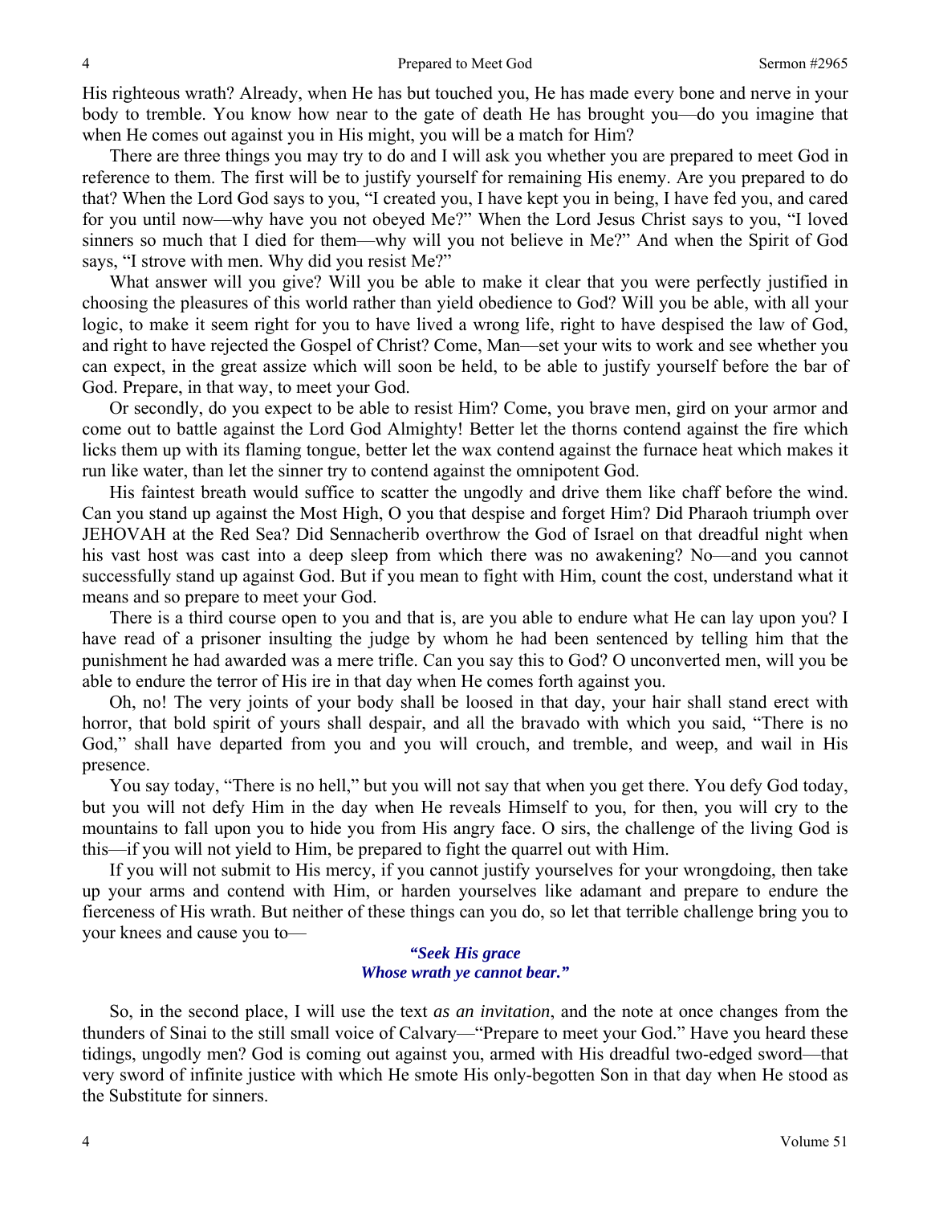His righteous wrath? Already, when He has but touched you, He has made every bone and nerve in your body to tremble. You know how near to the gate of death He has brought you—do you imagine that when He comes out against you in His might, you will be a match for Him?

There are three things you may try to do and I will ask you whether you are prepared to meet God in reference to them. The first will be to justify yourself for remaining His enemy. Are you prepared to do that? When the Lord God says to you, "I created you, I have kept you in being, I have fed you, and cared for you until now—why have you not obeyed Me?" When the Lord Jesus Christ says to you, "I loved sinners so much that I died for them—why will you not believe in Me?" And when the Spirit of God says, "I strove with men. Why did you resist Me?"

What answer will you give? Will you be able to make it clear that you were perfectly justified in choosing the pleasures of this world rather than yield obedience to God? Will you be able, with all your logic, to make it seem right for you to have lived a wrong life, right to have despised the law of God, and right to have rejected the Gospel of Christ? Come, Man—set your wits to work and see whether you can expect, in the great assize which will soon be held, to be able to justify yourself before the bar of God. Prepare, in that way, to meet your God.

Or secondly, do you expect to be able to resist Him? Come, you brave men, gird on your armor and come out to battle against the Lord God Almighty! Better let the thorns contend against the fire which licks them up with its flaming tongue, better let the wax contend against the furnace heat which makes it run like water, than let the sinner try to contend against the omnipotent God.

His faintest breath would suffice to scatter the ungodly and drive them like chaff before the wind. Can you stand up against the Most High, O you that despise and forget Him? Did Pharaoh triumph over JEHOVAH at the Red Sea? Did Sennacherib overthrow the God of Israel on that dreadful night when his vast host was cast into a deep sleep from which there was no awakening? No—and you cannot successfully stand up against God. But if you mean to fight with Him, count the cost, understand what it means and so prepare to meet your God.

There is a third course open to you and that is, are you able to endure what He can lay upon you? I have read of a prisoner insulting the judge by whom he had been sentenced by telling him that the punishment he had awarded was a mere trifle. Can you say this to God? O unconverted men, will you be able to endure the terror of His ire in that day when He comes forth against you.

Oh, no! The very joints of your body shall be loosed in that day, your hair shall stand erect with horror, that bold spirit of yours shall despair, and all the bravado with which you said, "There is no God," shall have departed from you and you will crouch, and tremble, and weep, and wail in His presence.

You say today, "There is no hell," but you will not say that when you get there. You defy God today, but you will not defy Him in the day when He reveals Himself to you, for then, you will cry to the mountains to fall upon you to hide you from His angry face. O sirs, the challenge of the living God is this—if you will not yield to Him, be prepared to fight the quarrel out with Him.

If you will not submit to His mercy, if you cannot justify yourselves for your wrongdoing, then take up your arms and contend with Him, or harden yourselves like adamant and prepare to endure the fierceness of His wrath. But neither of these things can you do, so let that terrible challenge bring you to your knees and cause you to—

*"Seek His grace*
*Whose wrath ye cannot bear."*

So, in the second place, I will use the text *as an invitation*, and the note at once changes from the thunders of Sinai to the still small voice of Calvary—"Prepare to meet your God." Have you heard these tidings, ungodly men? God is coming out against you, armed with His dreadful two-edged sword—that very sword of infinite justice with which He smote His only-begotten Son in that day when He stood as the Substitute for sinners.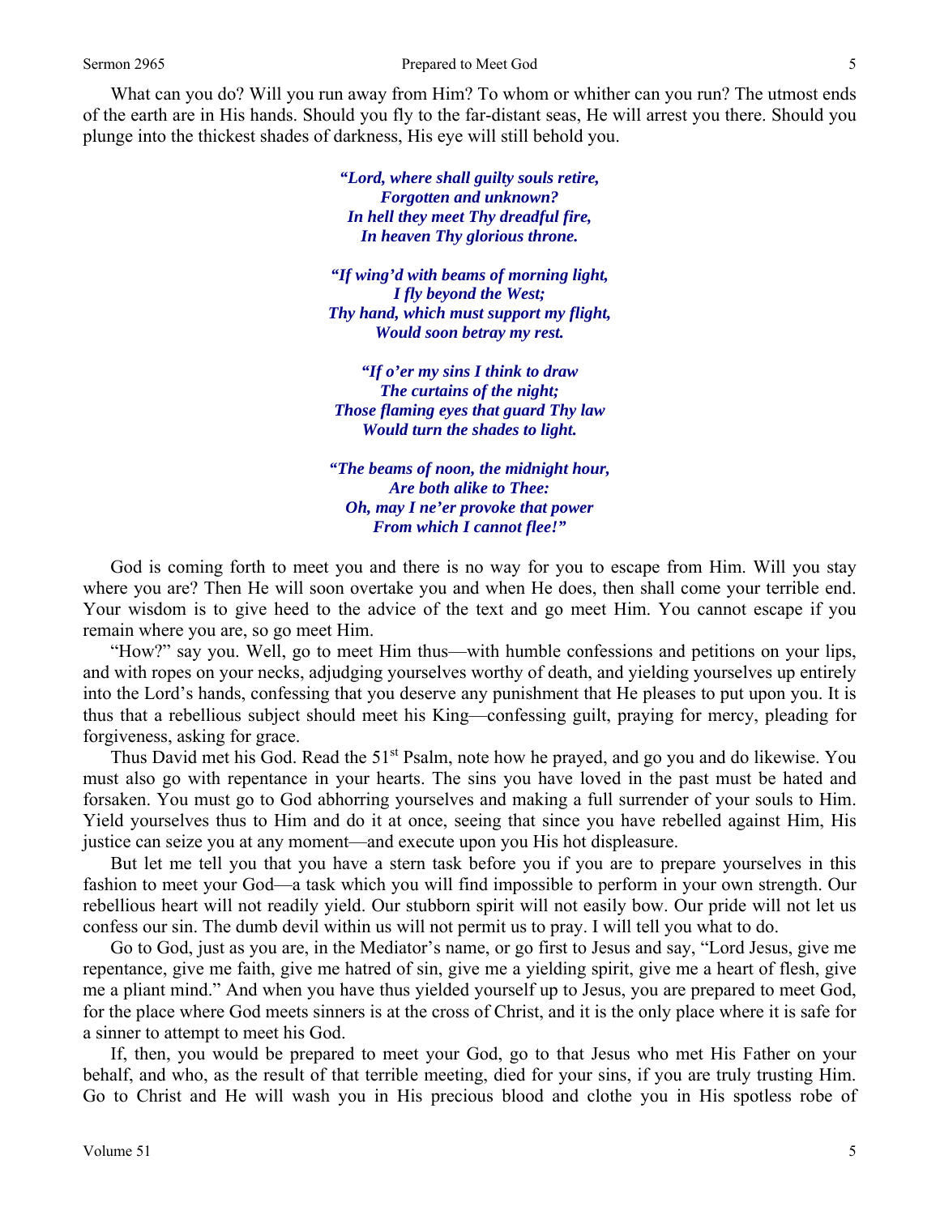What can you do? Will you run away from Him? To whom or whither can you run? The utmost ends of the earth are in His hands. Should you fly to the far-distant seas, He will arrest you there. Should you plunge into the thickest shades of darkness, His eye will still behold you.

> ***"Lord, where shall guilty souls retire,***
> ***Forgotten and unknown?***
> ***In hell they meet Thy dreadful fire,***
> ***In heaven Thy glorious throne.***
>
> ***"If wing'd with beams of morning light,***
> ***I fly beyond the West;***
> ***Thy hand, which must support my flight,***
> ***Would soon betray my rest.***
>
> ***"If o'er my sins I think to draw***
> ***The curtains of the night;***
> ***Those flaming eyes that guard Thy law***
> ***Would turn the shades to light.***
>
> ***"The beams of noon, the midnight hour,***
> ***Are both alike to Thee:***
> ***Oh, may I ne'er provoke that power***
> ***From which I cannot flee!"***

God is coming forth to meet you and there is no way for you to escape from Him. Will you stay where you are? Then He will soon overtake you and when He does, then shall come your terrible end. Your wisdom is to give heed to the advice of the text and go meet Him. You cannot escape if you remain where you are, so go meet Him.

"How?" say you. Well, go to meet Him thus—with humble confessions and petitions on your lips, and with ropes on your necks, adjudging yourselves worthy of death, and yielding yourselves up entirely into the Lord's hands, confessing that you deserve any punishment that He pleases to put upon you. It is thus that a rebellious subject should meet his King—confessing guilt, praying for mercy, pleading for forgiveness, asking for grace.

Thus David met his God. Read the 51st Psalm, note how he prayed, and go you and do likewise. You must also go with repentance in your hearts. The sins you have loved in the past must be hated and forsaken. You must go to God abhorring yourselves and making a full surrender of your souls to Him. Yield yourselves thus to Him and do it at once, seeing that since you have rebelled against Him, His justice can seize you at any moment—and execute upon you His hot displeasure.

But let me tell you that you have a stern task before you if you are to prepare yourselves in this fashion to meet your God—a task which you will find impossible to perform in your own strength. Our rebellious heart will not readily yield. Our stubborn spirit will not easily bow. Our pride will not let us confess our sin. The dumb devil within us will not permit us to pray. I will tell you what to do.

Go to God, just as you are, in the Mediator's name, or go first to Jesus and say, "Lord Jesus, give me repentance, give me faith, give me hatred of sin, give me a yielding spirit, give me a heart of flesh, give me a pliant mind." And when you have thus yielded yourself up to Jesus, you are prepared to meet God, for the place where God meets sinners is at the cross of Christ, and it is the only place where it is safe for a sinner to attempt to meet his God.

If, then, you would be prepared to meet your God, go to that Jesus who met His Father on your behalf, and who, as the result of that terrible meeting, died for your sins, if you are truly trusting Him. Go to Christ and He will wash you in His precious blood and clothe you in His spotless robe of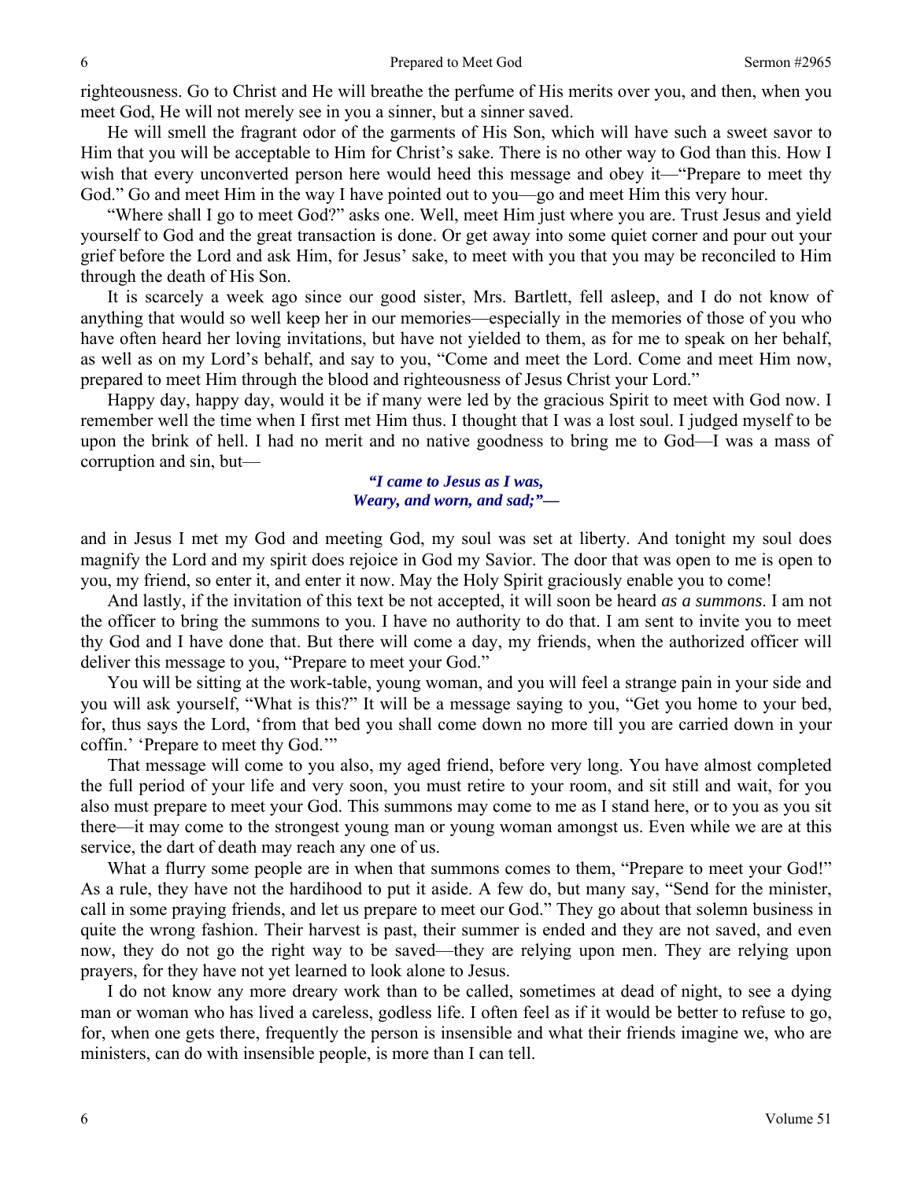righteousness. Go to Christ and He will breathe the perfume of His merits over you, and then, when you meet God, He will not merely see in you a sinner, but a sinner saved.

He will smell the fragrant odor of the garments of His Son, which will have such a sweet savor to Him that you will be acceptable to Him for Christ's sake. There is no other way to God than this. How I wish that every unconverted person here would heed this message and obey it—"Prepare to meet thy God." Go and meet Him in the way I have pointed out to you—go and meet Him this very hour.

"Where shall I go to meet God?" asks one. Well, meet Him just where you are. Trust Jesus and yield yourself to God and the great transaction is done. Or get away into some quiet corner and pour out your grief before the Lord and ask Him, for Jesus' sake, to meet with you that you may be reconciled to Him through the death of His Son.

It is scarcely a week ago since our good sister, Mrs. Bartlett, fell asleep, and I do not know of anything that would so well keep her in our memories—especially in the memories of those of you who have often heard her loving invitations, but have not yielded to them, as for me to speak on her behalf, as well as on my Lord's behalf, and say to you, "Come and meet the Lord. Come and meet Him now, prepared to meet Him through the blood and righteousness of Jesus Christ your Lord."

Happy day, happy day, would it be if many were led by the gracious Spirit to meet with God now. I remember well the time when I first met Him thus. I thought that I was a lost soul. I judged myself to be upon the brink of hell. I had no merit and no native goodness to bring me to God—I was a mass of corruption and sin, but—

> ***"I came to Jesus as I was,***
> ***Weary, and worn, and sad;"—***

and in Jesus I met my God and meeting God, my soul was set at liberty. And tonight my soul does magnify the Lord and my spirit does rejoice in God my Savior. The door that was open to me is open to you, my friend, so enter it, and enter it now. May the Holy Spirit graciously enable you to come!

And lastly, if the invitation of this text be not accepted, it will soon be heard *as a summons*. I am not the officer to bring the summons to you. I have no authority to do that. I am sent to invite you to meet thy God and I have done that. But there will come a day, my friends, when the authorized officer will deliver this message to you, "Prepare to meet your God."

You will be sitting at the work-table, young woman, and you will feel a strange pain in your side and you will ask yourself, "What is this?" It will be a message saying to you, "Get you home to your bed, for, thus says the Lord, 'from that bed you shall come down no more till you are carried down in your coffin.' 'Prepare to meet thy God.'"

That message will come to you also, my aged friend, before very long. You have almost completed the full period of your life and very soon, you must retire to your room, and sit still and wait, for you also must prepare to meet your God. This summons may come to me as I stand here, or to you as you sit there—it may come to the strongest young man or young woman amongst us. Even while we are at this service, the dart of death may reach any one of us.

What a flurry some people are in when that summons comes to them, "Prepare to meet your God!" As a rule, they have not the hardihood to put it aside. A few do, but many say, "Send for the minister, call in some praying friends, and let us prepare to meet our God." They go about that solemn business in quite the wrong fashion. Their harvest is past, their summer is ended and they are not saved, and even now, they do not go the right way to be saved—they are relying upon men. They are relying upon prayers, for they have not yet learned to look alone to Jesus.

I do not know any more dreary work than to be called, sometimes at dead of night, to see a dying man or woman who has lived a careless, godless life. I often feel as if it would be better to refuse to go, for, when one gets there, frequently the person is insensible and what their friends imagine we, who are ministers, can do with insensible people, is more than I can tell.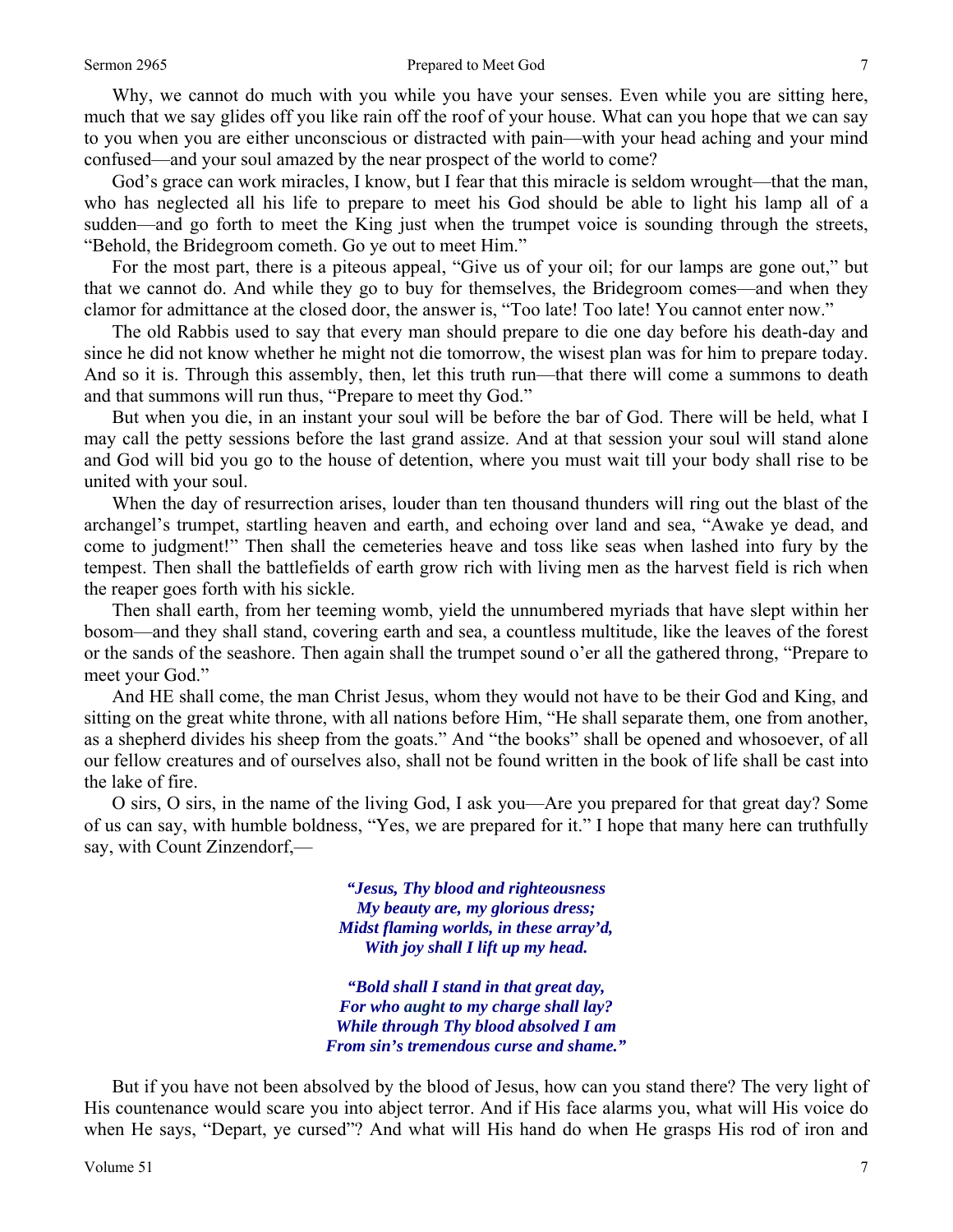Why, we cannot do much with you while you have your senses. Even while you are sitting here, much that we say glides off you like rain off the roof of your house. What can you hope that we can say to you when you are either unconscious or distracted with pain—with your head aching and your mind confused—and your soul amazed by the near prospect of the world to come?

God's grace can work miracles, I know, but I fear that this miracle is seldom wrought—that the man, who has neglected all his life to prepare to meet his God should be able to light his lamp all of a sudden—and go forth to meet the King just when the trumpet voice is sounding through the streets, "Behold, the Bridegroom cometh. Go ye out to meet Him."

For the most part, there is a piteous appeal, "Give us of your oil; for our lamps are gone out," but that we cannot do. And while they go to buy for themselves, the Bridegroom comes—and when they clamor for admittance at the closed door, the answer is, "Too late! Too late! You cannot enter now."

The old Rabbis used to say that every man should prepare to die one day before his death-day and since he did not know whether he might not die tomorrow, the wisest plan was for him to prepare today. And so it is. Through this assembly, then, let this truth run—that there will come a summons to death and that summons will run thus, "Prepare to meet thy God."

But when you die, in an instant your soul will be before the bar of God. There will be held, what I may call the petty sessions before the last grand assize. And at that session your soul will stand alone and God will bid you go to the house of detention, where you must wait till your body shall rise to be united with your soul.

When the day of resurrection arises, louder than ten thousand thunders will ring out the blast of the archangel's trumpet, startling heaven and earth, and echoing over land and sea, "Awake ye dead, and come to judgment!" Then shall the cemeteries heave and toss like seas when lashed into fury by the tempest. Then shall the battlefields of earth grow rich with living men as the harvest field is rich when the reaper goes forth with his sickle.

Then shall earth, from her teeming womb, yield the unnumbered myriads that have slept within her bosom—and they shall stand, covering earth and sea, a countless multitude, like the leaves of the forest or the sands of the seashore. Then again shall the trumpet sound o'er all the gathered throng, "Prepare to meet your God."

And HE shall come, the man Christ Jesus, whom they would not have to be their God and King, and sitting on the great white throne, with all nations before Him, "He shall separate them, one from another, as a shepherd divides his sheep from the goats." And "the books" shall be opened and whosoever, of all our fellow creatures and of ourselves also, shall not be found written in the book of life shall be cast into the lake of fire.

O sirs, O sirs, in the name of the living God, I ask you—Are you prepared for that great day? Some of us can say, with humble boldness, "Yes, we are prepared for it." I hope that many here can truthfully say, with Count Zinzendorf,—

> ***"Jesus, Thy blood and righteousness***
> ***My beauty are, my glorious dress;***
> ***Midst flaming worlds, in these array'd,***
> ***With joy shall I lift up my head.***
>
> ***"Bold shall I stand in that great day,***
> ***For who aught to my charge shall lay?***
> ***While through Thy blood absolved I am***
> ***From sin's tremendous curse and shame."***

But if you have not been absolved by the blood of Jesus, how can you stand there? The very light of His countenance would scare you into abject terror. And if His face alarms you, what will His voice do when He says, "Depart, ye cursed"? And what will His hand do when He grasps His rod of iron and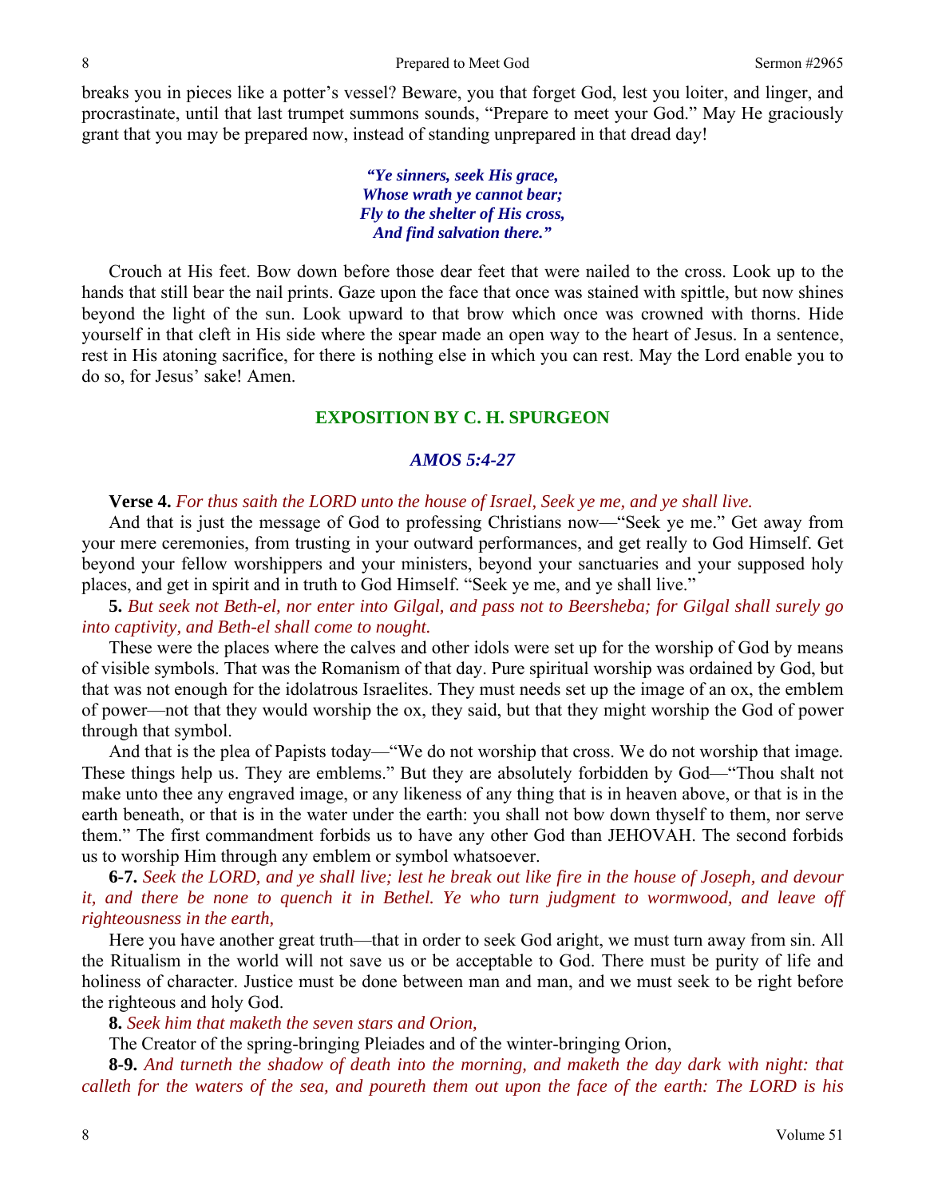breaks you in pieces like a potter's vessel? Beware, you that forget God, lest you loiter, and linger, and procrastinate, until that last trumpet summons sounds, "Prepare to meet your God." May He graciously grant that you may be prepared now, instead of standing unprepared in that dread day!

> ***"Ye sinners, seek His grace,***
> ***Whose wrath ye cannot bear;***
> ***Fly to the shelter of His cross,***
> ***And find salvation there."***

Crouch at His feet. Bow down before those dear feet that were nailed to the cross. Look up to the hands that still bear the nail prints. Gaze upon the face that once was stained with spittle, but now shines beyond the light of the sun. Look upward to that brow which once was crowned with thorns. Hide yourself in that cleft in His side where the spear made an open way to the heart of Jesus. In a sentence, rest in His atoning sacrifice, for there is nothing else in which you can rest. May the Lord enable you to do so, for Jesus' sake! Amen.

## EXPOSITION BY C. H. SPURGEON

### *AMOS 5:4-27*

**Verse 4.** *For thus saith the LORD unto the house of Israel, Seek ye me, and ye shall live.*

And that is just the message of God to professing Christians now—"Seek ye me." Get away from your mere ceremonies, from trusting in your outward performances, and get really to God Himself. Get beyond your fellow worshippers and your ministers, beyond your sanctuaries and your supposed holy places, and get in spirit and in truth to God Himself. "Seek ye me, and ye shall live."

**5.** *But seek not Beth-el, nor enter into Gilgal, and pass not to Beersheba; for Gilgal shall surely go into captivity, and Beth-el shall come to nought.*

These were the places where the calves and other idols were set up for the worship of God by means of visible symbols. That was the Romanism of that day. Pure spiritual worship was ordained by God, but that was not enough for the idolatrous Israelites. They must needs set up the image of an ox, the emblem of power—not that they would worship the ox, they said, but that they might worship the God of power through that symbol.

And that is the plea of Papists today—"We do not worship that cross. We do not worship that image. These things help us. They are emblems." But they are absolutely forbidden by God—"Thou shalt not make unto thee any engraved image, or any likeness of any thing that is in heaven above, or that is in the earth beneath, or that is in the water under the earth: you shall not bow down thyself to them, nor serve them." The first commandment forbids us to have any other God than JEHOVAH. The second forbids us to worship Him through any emblem or symbol whatsoever.

**6-7.** *Seek the LORD, and ye shall live; lest he break out like fire in the house of Joseph, and devour it, and there be none to quench it in Bethel. Ye who turn judgment to wormwood, and leave off righteousness in the earth,*

Here you have another great truth—that in order to seek God aright, we must turn away from sin. All the Ritualism in the world will not save us or be acceptable to God. There must be purity of life and holiness of character. Justice must be done between man and man, and we must seek to be right before the righteous and holy God.

**8.** *Seek him that maketh the seven stars and Orion,*

The Creator of the spring-bringing Pleiades and of the winter-bringing Orion,

**8-9.** *And turneth the shadow of death into the morning, and maketh the day dark with night: that calleth for the waters of the sea, and poureth them out upon the face of the earth: The LORD is his*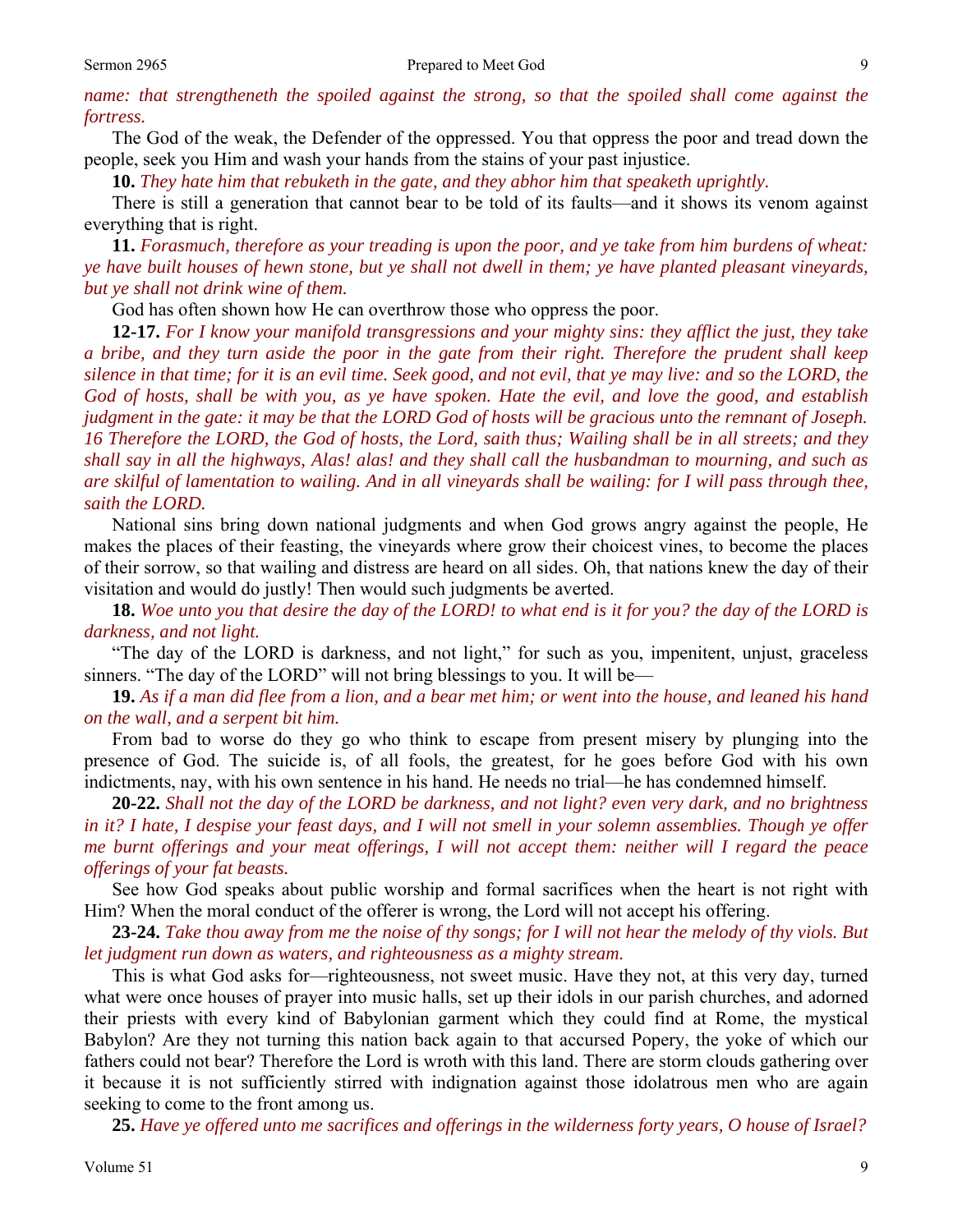*name: that strengtheneth the spoiled against the strong, so that the spoiled shall come against the fortress.*

The God of the weak, the Defender of the oppressed. You that oppress the poor and tread down the people, seek you Him and wash your hands from the stains of your past injustice.

**10.** *They hate him that rebuketh in the gate, and they abhor him that speaketh uprightly.*

There is still a generation that cannot bear to be told of its faults—and it shows its venom against everything that is right.

**11.** *Forasmuch, therefore as your treading is upon the poor, and ye take from him burdens of wheat: ye have built houses of hewn stone, but ye shall not dwell in them; ye have planted pleasant vineyards, but ye shall not drink wine of them.*

God has often shown how He can overthrow those who oppress the poor.

**12-17.** *For I know your manifold transgressions and your mighty sins: they afflict the just, they take a bribe, and they turn aside the poor in the gate from their right. Therefore the prudent shall keep silence in that time; for it is an evil time. Seek good, and not evil, that ye may live: and so the LORD, the God of hosts, shall be with you, as ye have spoken. Hate the evil, and love the good, and establish judgment in the gate: it may be that the LORD God of hosts will be gracious unto the remnant of Joseph. 16 Therefore the LORD, the God of hosts, the Lord, saith thus; Wailing shall be in all streets; and they shall say in all the highways, Alas! alas! and they shall call the husbandman to mourning, and such as are skilful of lamentation to wailing. And in all vineyards shall be wailing: for I will pass through thee, saith the LORD.*

National sins bring down national judgments and when God grows angry against the people, He makes the places of their feasting, the vineyards where grow their choicest vines, to become the places of their sorrow, so that wailing and distress are heard on all sides. Oh, that nations knew the day of their visitation and would do justly! Then would such judgments be averted.

**18.** *Woe unto you that desire the day of the LORD! to what end is it for you? the day of the LORD is darkness, and not light.*

"The day of the LORD is darkness, and not light," for such as you, impenitent, unjust, graceless sinners. "The day of the LORD" will not bring blessings to you. It will be—

**19.** *As if a man did flee from a lion, and a bear met him; or went into the house, and leaned his hand on the wall, and a serpent bit him.*

From bad to worse do they go who think to escape from present misery by plunging into the presence of God. The suicide is, of all fools, the greatest, for he goes before God with his own indictments, nay, with his own sentence in his hand. He needs no trial—he has condemned himself.

**20-22.** *Shall not the day of the LORD be darkness, and not light? even very dark, and no brightness in it? I hate, I despise your feast days, and I will not smell in your solemn assemblies. Though ye offer me burnt offerings and your meat offerings, I will not accept them: neither will I regard the peace offerings of your fat beasts.*

See how God speaks about public worship and formal sacrifices when the heart is not right with Him? When the moral conduct of the offerer is wrong, the Lord will not accept his offering.

**23-24.** *Take thou away from me the noise of thy songs; for I will not hear the melody of thy viols. But let judgment run down as waters, and righteousness as a mighty stream.*

This is what God asks for—righteousness, not sweet music. Have they not, at this very day, turned what were once houses of prayer into music halls, set up their idols in our parish churches, and adorned their priests with every kind of Babylonian garment which they could find at Rome, the mystical Babylon? Are they not turning this nation back again to that accursed Popery, the yoke of which our fathers could not bear? Therefore the Lord is wroth with this land. There are storm clouds gathering over it because it is not sufficiently stirred with indignation against those idolatrous men who are again seeking to come to the front among us.

**25.** *Have ye offered unto me sacrifices and offerings in the wilderness forty years, O house of Israel?*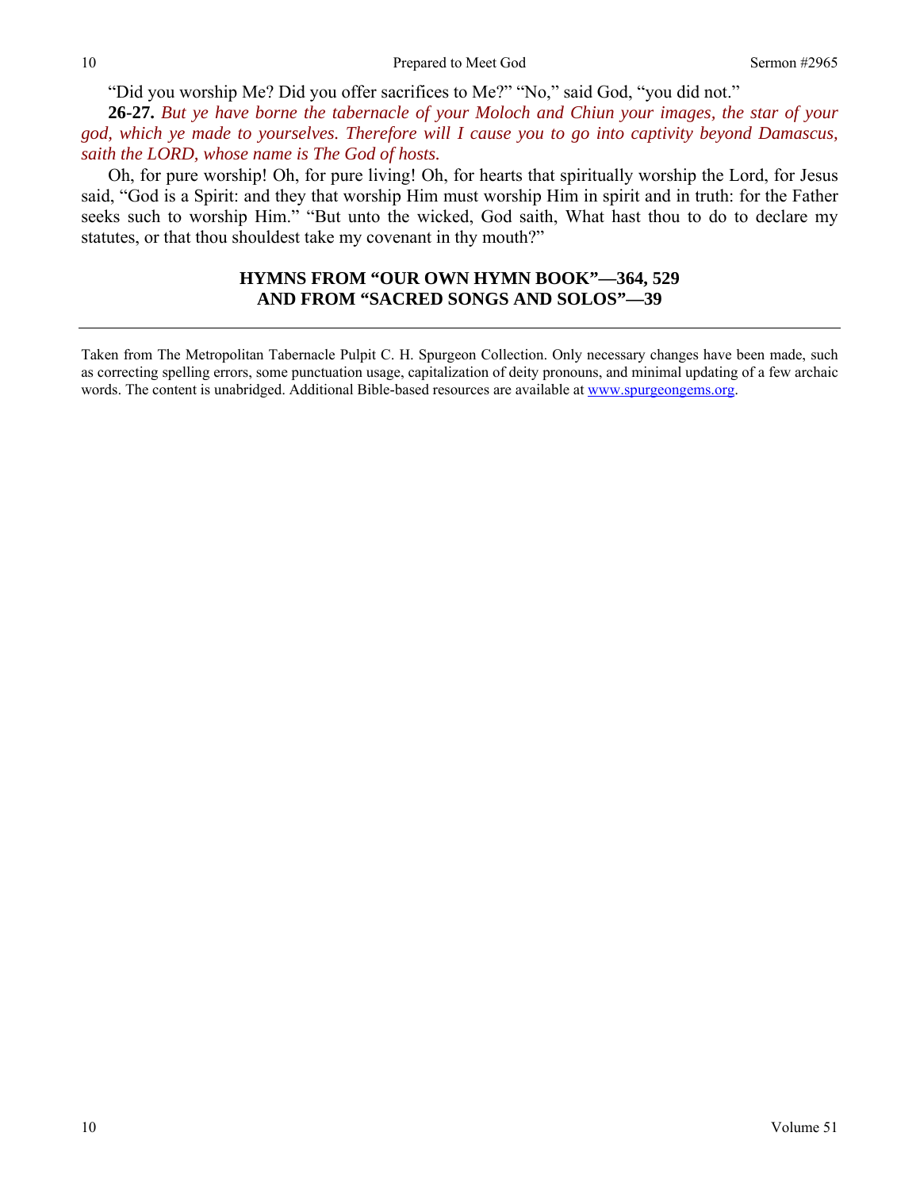"Did you worship Me? Did you offer sacrifices to Me?" "No," said God, "you did not."

**26-27.** *But ye have borne the tabernacle of your Moloch and Chiun your images, the star of your god, which ye made to yourselves. Therefore will I cause you to go into captivity beyond Damascus, saith the LORD, whose name is The God of hosts.*

Oh, for pure worship! Oh, for pure living! Oh, for hearts that spiritually worship the Lord, for Jesus said, "God is a Spirit: and they that worship Him must worship Him in spirit and in truth: for the Father seeks such to worship Him." "But unto the wicked, God saith, What hast thou to do to declare my statutes, or that thou shouldest take my covenant in thy mouth?"

### HYMNS FROM "OUR OWN HYMN BOOK"—364, 529
### AND FROM "SACRED SONGS AND SOLOS"—39

---

Taken from The Metropolitan Tabernacle Pulpit C. H. Spurgeon Collection. Only necessary changes have been made, such as correcting spelling errors, some punctuation usage, capitalization of deity pronouns, and minimal updating of a few archaic words. The content is unabridged. Additional Bible-based resources are available at www.spurgeongems.org.